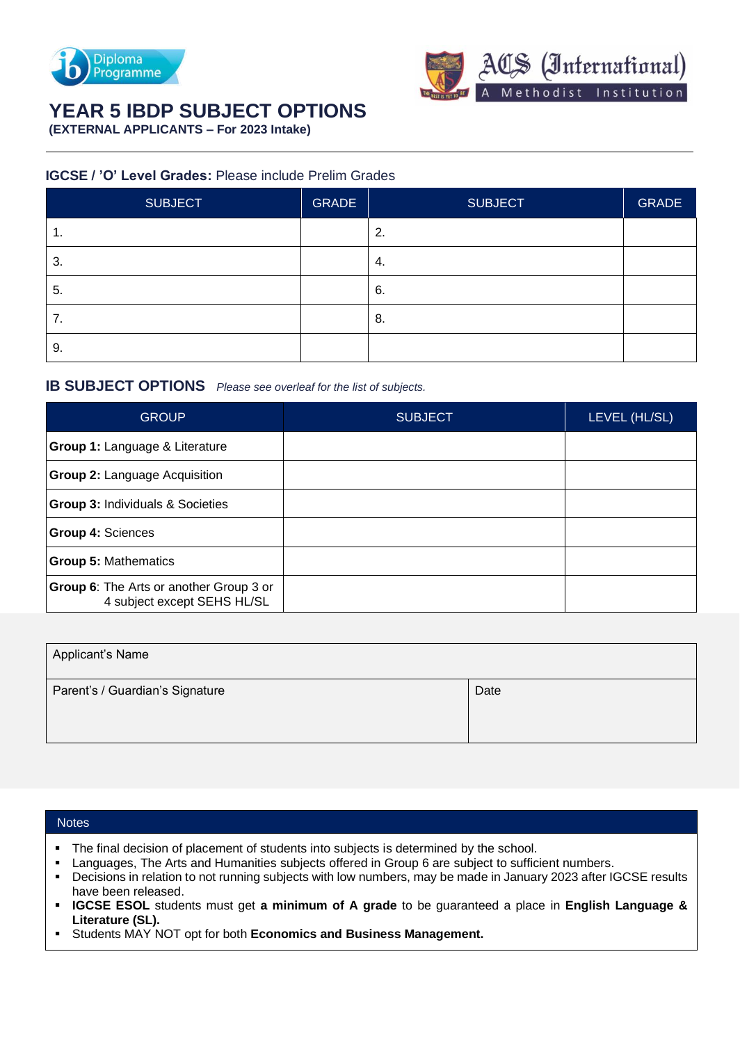# YEAR 5 IBDP SUBJECT OPTIONS

**(EXTERNAL APPLICANTS – For 2023 Intake)**

## IGCSE / 'O' Level Grades: Please include Prelim Grades

| SUBJECT | GRADE | SUBJECT | GRADE |
|---|---|---|---|
| 1. | | 2. | |
| 3. | | 4. | |
| 5. | | 6. | |
| 7. | | 8. | |
| 9. | | | |

## IB SUBJECT OPTIONS *Please see overleaf for the list of subjects.*

| GROUP | SUBJECT | LEVEL (HL/SL) |
|---|---|---|
| **Group 1:** Language & Literature | | |
| **Group 2:** Language Acquisition | | |
| **Group 3:** Individuals & Societies | | |
| **Group 4:** Sciences | | |
| **Group 5:** Mathematics | | |
| **Group 6**: The Arts or another Group 3 or 4 subject except SEHS HL/SL | | |

| Applicant's Name | |
|---|---|
| Parent's / Guardian's Signature | Date |

**Notes**

- The final decision of placement of students into subjects is determined by the school.
- Languages, The Arts and Humanities subjects offered in Group 6 are subject to sufficient numbers.
- Decisions in relation to not running subjects with low numbers, may be made in January 2023 after IGCSE results have been released.
- **IGCSE ESOL** students must get **a minimum of A grade** to be guaranteed a place in **English Language & Literature (SL).**
- Students MAY NOT opt for both **Economics and Business Management.**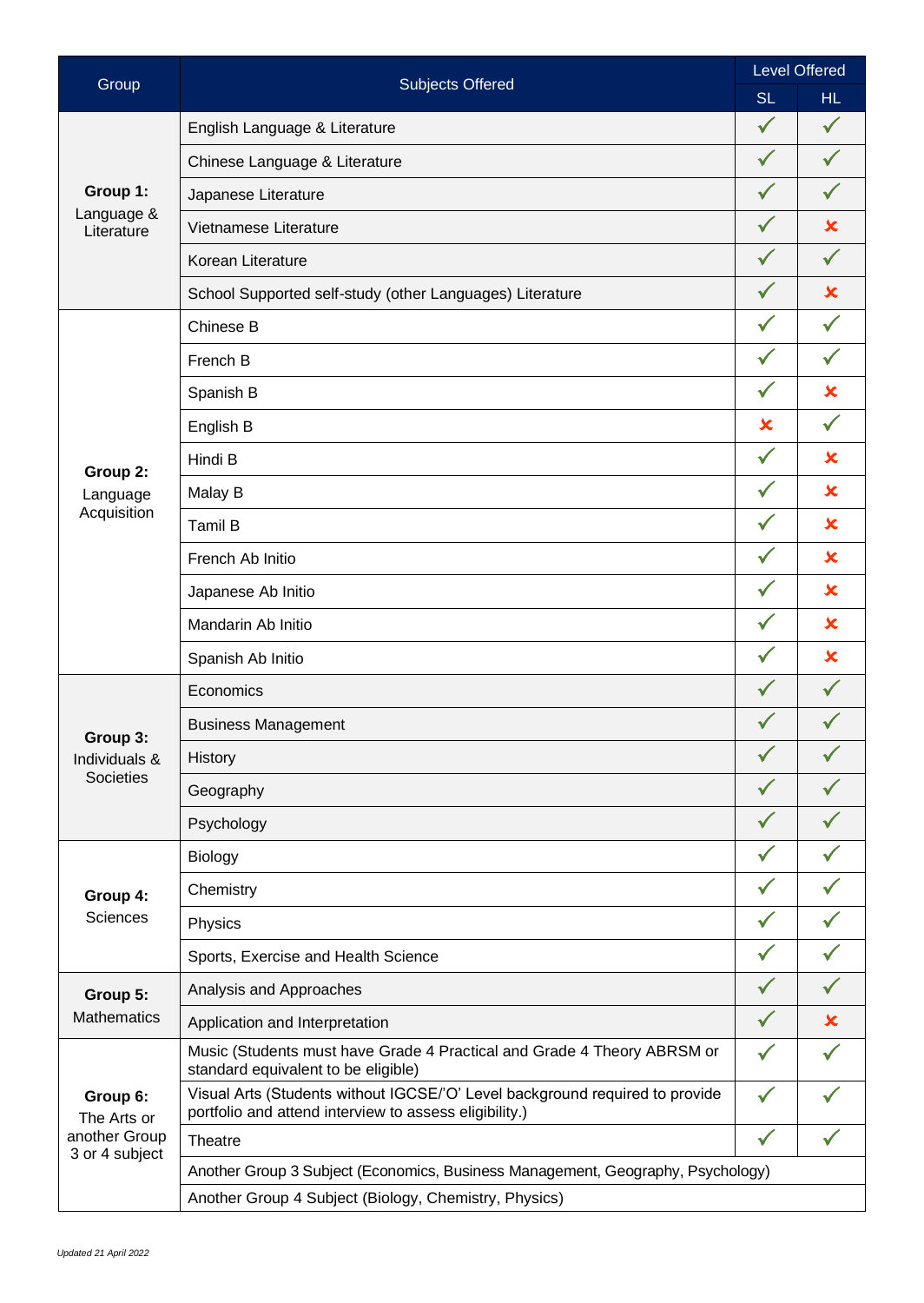| Group | Subjects Offered | Level Offered | |
|---|---|---|---|
| | | SL | HL |
| **Group 1:** Language & Literature | English Language & Literature | ✓ | ✓ |
| | Chinese Language & Literature | ✓ | ✓ |
| | Japanese Literature | ✓ | ✓ |
| | Vietnamese Literature | ✓ | ✗ |
| | Korean Literature | ✓ | ✓ |
| | School Supported self-study (other Languages) Literature | ✓ | ✗ |
| **Group 2:** Language Acquisition | Chinese B | ✓ | ✓ |
| | French B | ✓ | ✓ |
| | Spanish B | ✓ | ✗ |
| | English B | ✗ | ✓ |
| | Hindi B | ✓ | ✗ |
| | Malay B | ✓ | ✗ |
| | Tamil B | ✓ | ✗ |
| | French Ab Initio | ✓ | ✗ |
| | Japanese Ab Initio | ✓ | ✗ |
| | Mandarin Ab Initio | ✓ | ✗ |
| | Spanish Ab Initio | ✓ | ✗ |
| **Group 3:** Individuals & Societies | Economics | ✓ | ✓ |
| | Business Management | ✓ | ✓ |
| | History | ✓ | ✓ |
| | Geography | ✓ | ✓ |
| | Psychology | ✓ | ✓ |
| **Group 4:** Sciences | Biology | ✓ | ✓ |
| | Chemistry | ✓ | ✓ |
| | Physics | ✓ | ✓ |
| | Sports, Exercise and Health Science | ✓ | ✓ |
| **Group 5:** Mathematics | Analysis and Approaches | ✓ | ✓ |
| | Application and Interpretation | ✓ | ✗ |
| **Group 6:** The Arts or another Group 3 or 4 subject | Music (Students must have Grade 4 Practical and Grade 4 Theory ABRSM or standard equivalent to be eligible) | ✓ | ✓ |
| | Visual Arts (Students without IGCSE/'O' Level background required to provide portfolio and attend interview to assess eligibility.) | ✓ | ✓ |
| | Theatre | ✓ | ✓ |
| | Another Group 3 Subject (Economics, Business Management, Geography, Psychology) | | |
| | Another Group 4 Subject (Biology, Chemistry, Physics) | | |

*Updated 21 April 2022*